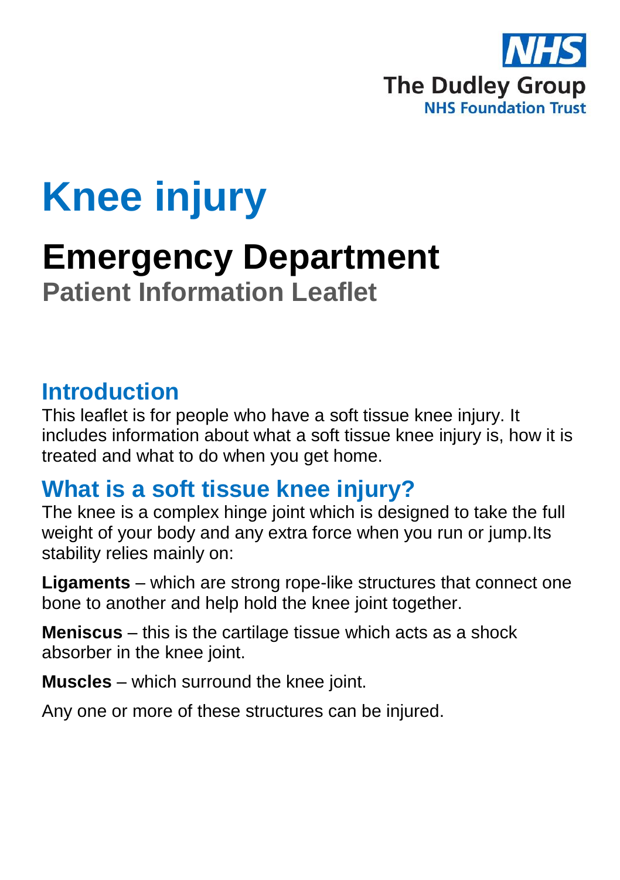NHS
The Dudley Group
NHS Foundation Trust

# Knee injury

## Emergency Department

### Patient Information Leaflet

## Introduction

This leaflet is for people who have a soft tissue knee injury. It includes information about what a soft tissue knee injury is, how it is treated and what to do when you get home.

## What is a soft tissue knee injury?

The knee is a complex hinge joint which is designed to take the full weight of your body and any extra force when you run or jump.Its stability relies mainly on:

**Ligaments** – which are strong rope-like structures that connect one bone to another and help hold the knee joint together.

**Meniscus** – this is the cartilage tissue which acts as a shock absorber in the knee joint.

**Muscles** – which surround the knee joint.

Any one or more of these structures can be injured.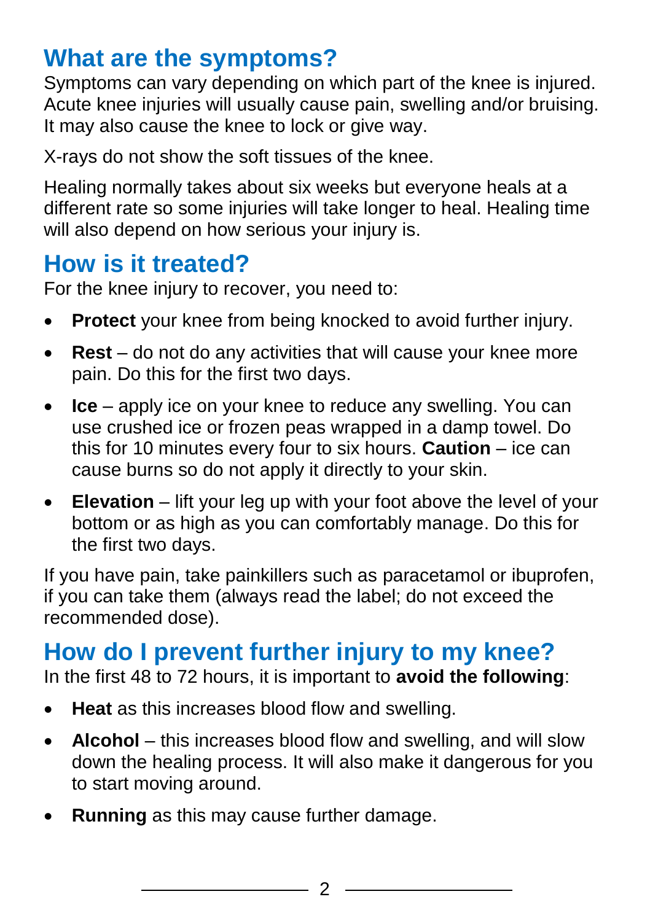## What are the symptoms?

Symptoms can vary depending on which part of the knee is injured. Acute knee injuries will usually cause pain, swelling and/or bruising. It may also cause the knee to lock or give way.

X-rays do not show the soft tissues of the knee.

Healing normally takes about six weeks but everyone heals at a different rate so some injuries will take longer to heal. Healing time will also depend on how serious your injury is.

## How is it treated?

For the knee injury to recover, you need to:

- **Protect** your knee from being knocked to avoid further injury.
- **Rest** – do not do any activities that will cause your knee more pain. Do this for the first two days.
- **Ice** – apply ice on your knee to reduce any swelling. You can use crushed ice or frozen peas wrapped in a damp towel. Do this for 10 minutes every four to six hours. **Caution** – ice can cause burns so do not apply it directly to your skin.
- **Elevation** – lift your leg up with your foot above the level of your bottom or as high as you can comfortably manage. Do this for the first two days.

If you have pain, take painkillers such as paracetamol or ibuprofen, if you can take them (always read the label; do not exceed the recommended dose).

## How do I prevent further injury to my knee?

In the first 48 to 72 hours, it is important to **avoid the following**:

- **Heat** as this increases blood flow and swelling.
- **Alcohol** – this increases blood flow and swelling, and will slow down the healing process. It will also make it dangerous for you to start moving around.
- **Running** as this may cause further damage.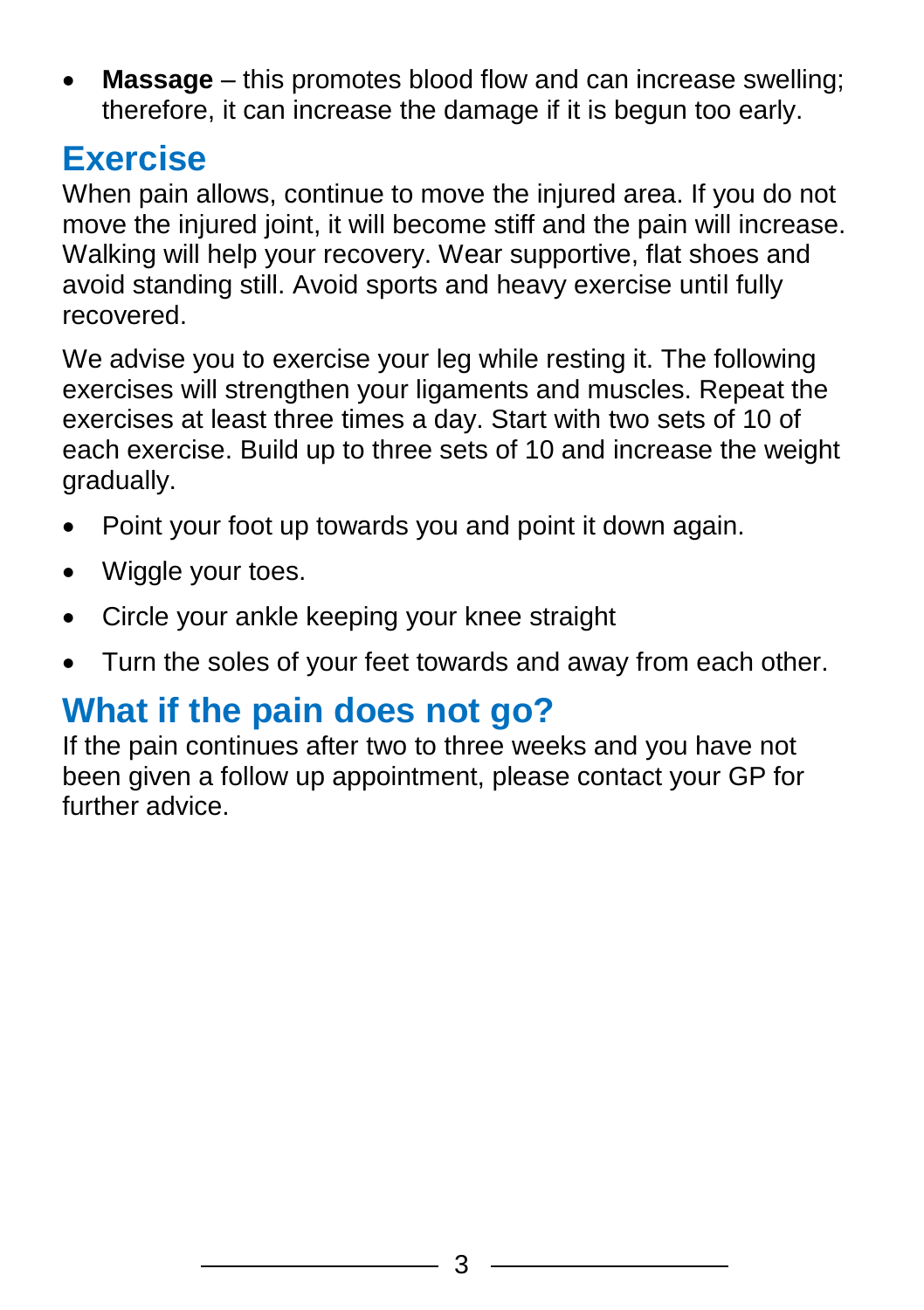- **Massage** – this promotes blood flow and can increase swelling; therefore, it can increase the damage if it is begun too early.

## Exercise

When pain allows, continue to move the injured area. If you do not move the injured joint, it will become stiff and the pain will increase. Walking will help your recovery. Wear supportive, flat shoes and avoid standing still. Avoid sports and heavy exercise until fully recovered.

We advise you to exercise your leg while resting it. The following exercises will strengthen your ligaments and muscles. Repeat the exercises at least three times a day. Start with two sets of 10 of each exercise. Build up to three sets of 10 and increase the weight gradually.

- Point your foot up towards you and point it down again.
- Wiggle your toes.
- Circle your ankle keeping your knee straight
- Turn the soles of your feet towards and away from each other.

## What if the pain does not go?

If the pain continues after two to three weeks and you have not been given a follow up appointment, please contact your GP for further advice.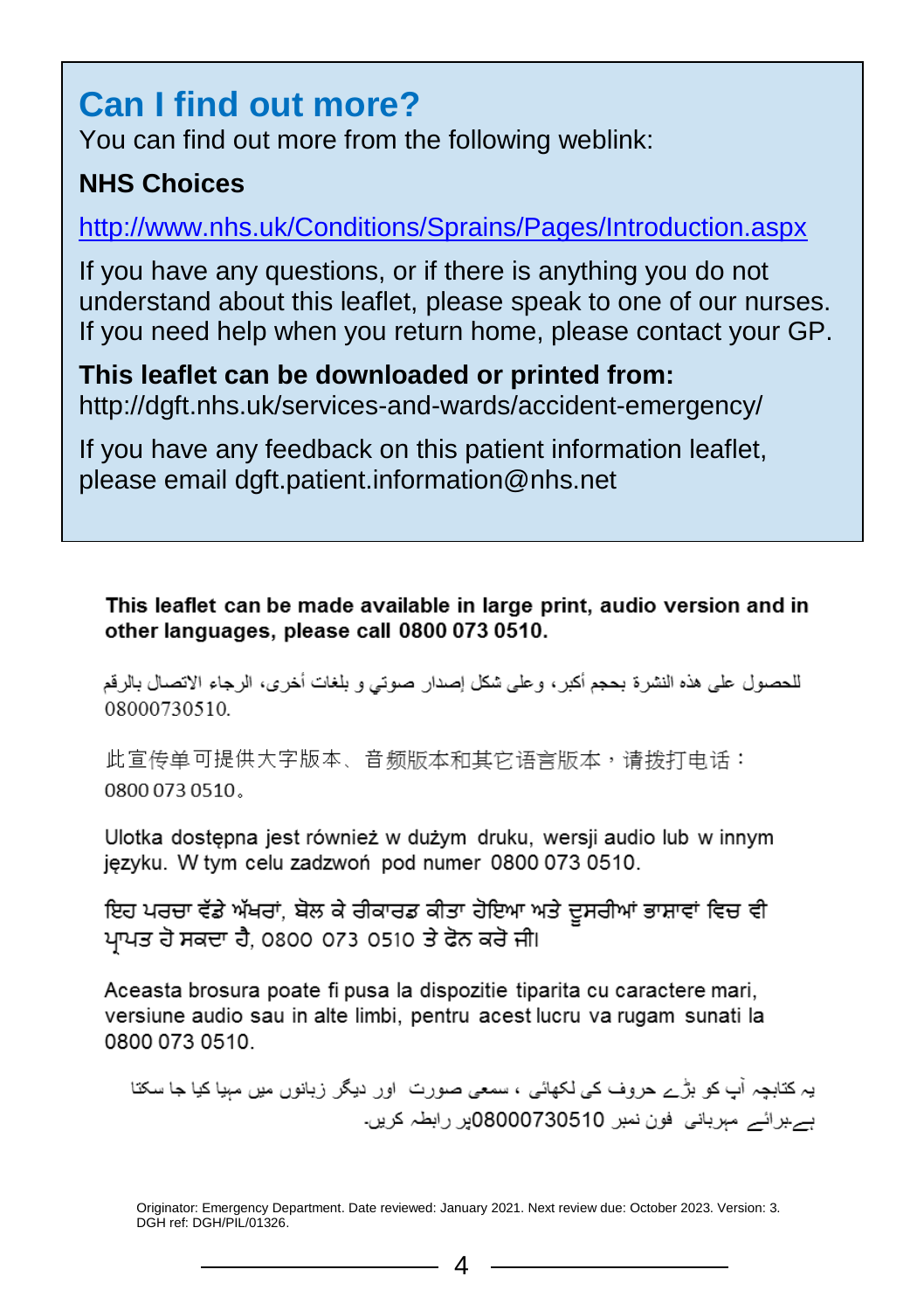## Can I find out more?

You can find out more from the following weblink:

**NHS Choices**

http://www.nhs.uk/Conditions/Sprains/Pages/Introduction.aspx

If you have any questions, or if there is anything you do not understand about this leaflet, please speak to one of our nurses. If you need help when you return home, please contact your GP.

**This leaflet can be downloaded or printed from:**
http://dgft.nhs.uk/services-and-wards/accident-emergency/

If you have any feedback on this patient information leaflet, please email dgft.patient.information@nhs.net

**This leaflet can be made available in large print, audio version and in other languages, please call 0800 073 0510.**

للحصول على هذه النشرة بحجم أكبر، وعلى شكل إصدار صوتي و بلغات أخرى، الرجاء الاتصال بالرقم 08000730510.

此宣传单可提供大字版本、音频版本和其它语言版本，请拨打电话：0800 073 0510。

Ulotka dostępna jest również w dużym druku, wersji audio lub w innym języku. W tym celu zadzwoń pod numer 0800 073 0510.

ਇਹ ਪਰਚਾ ਵੱਡੇ ਅੱਖਰਾਂ, ਬੋਲ ਕੇ ਰੀਕਾਰਡ ਕੀਤਾ ਹੋਇਆ ਅਤੇ ਦੂਸਰੀਆਂ ਭਾਸ਼ਾਵਾਂ ਵਿਚ ਵੀ ਪ੍ਰਾਪਤ ਹੋ ਸਕਦਾ ਹੈ, 0800 073 0510 ਤੇ ਫੋਨ ਕਰੋ ਜੀ।

Aceasta brosura poate fi pusa la dispozitie tiparita cu caractere mari, versiune audio sau in alte limbi, pentru acest lucru va rugam sunati la 0800 073 0510.

یہ کتابچہ آپ کو بڑے حروف کی لکھائی ، سمعی صورت اور دیگر زبانوں میں مہیا کیا جا سکتا ہے-برائے مہربانی فون نمبر 08000730510پر رابطہ کریں-

Originator: Emergency Department. Date reviewed: January 2021. Next review due: October 2023. Version: 3. DGH ref: DGH/PIL/01326.